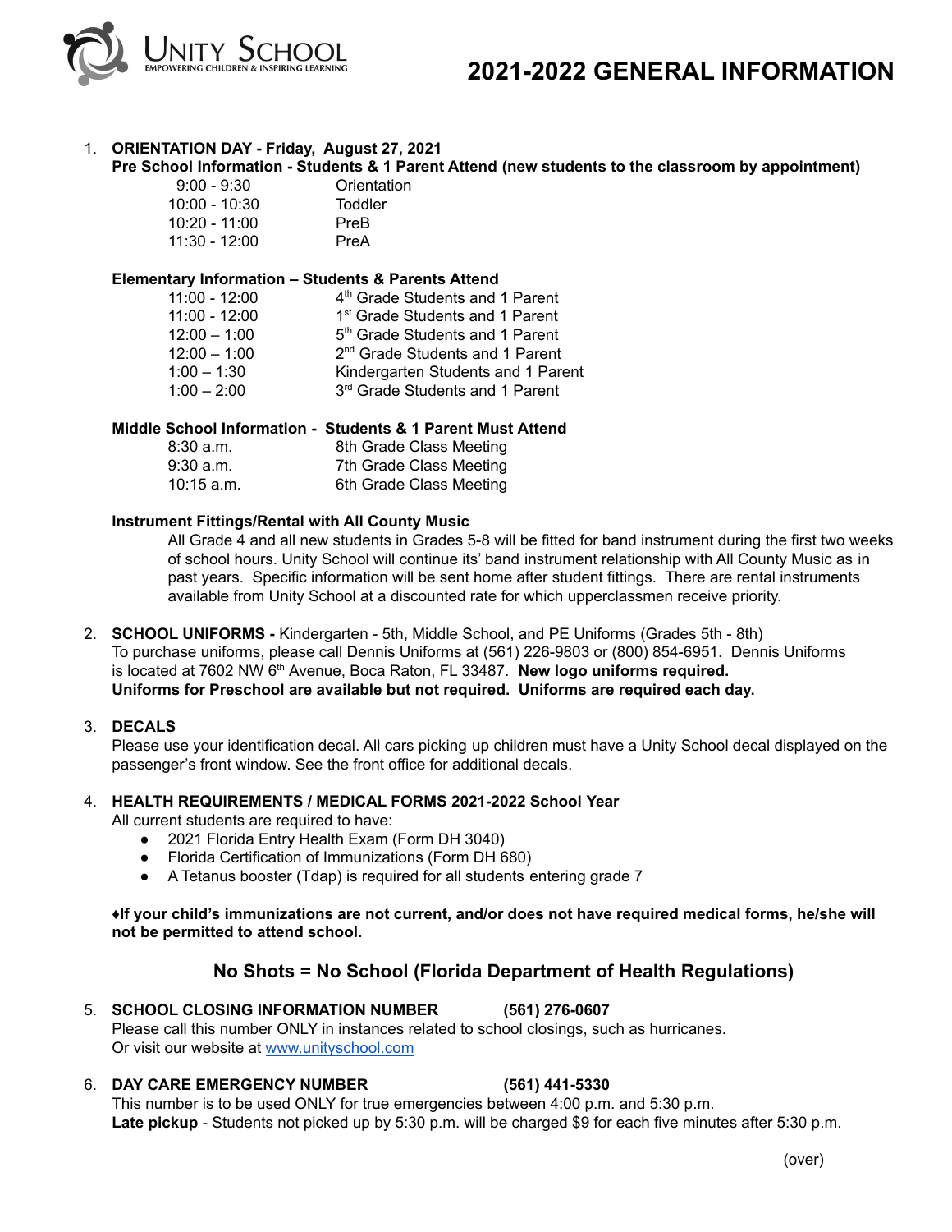# UNITY SCHOOL

EMPOWERING CHILDREN & INSPIRING LEARNING

# 2021-2022 GENERAL INFORMATION

1. **ORIENTATION DAY - Friday, August 27, 2021**

   **Pre School Information - Students & 1 Parent Attend (new students to the classroom by appointment)**

   | | |
   |---|---|
   | 9:00 - 9:30 | Orientation |
   | 10:00 - 10:30 | Toddler |
   | 10:20 - 11:00 | PreB |
   | 11:30 - 12:00 | PreA |

   **Elementary Information – Students & Parents Attend**

   | | |
   |---|---|
   | 11:00 - 12:00 | 4th Grade Students and 1 Parent |
   | 11:00 - 12:00 | 1st Grade Students and 1 Parent |
   | 12:00 – 1:00 | 5th Grade Students and 1 Parent |
   | 12:00 – 1:00 | 2nd Grade Students and 1 Parent |
   | 1:00 – 1:30 | Kindergarten Students and 1 Parent |
   | 1:00 – 2:00 | 3rd Grade Students and 1 Parent |

   **Middle School Information - Students & 1 Parent Must Attend**

   | | |
   |---|---|
   | 8:30 a.m. | 8th Grade Class Meeting |
   | 9:30 a.m. | 7th Grade Class Meeting |
   | 10:15 a.m. | 6th Grade Class Meeting |

   **Instrument Fittings/Rental with All County Music**

   All Grade 4 and all new students in Grades 5-8 will be fitted for band instrument during the first two weeks of school hours. Unity School will continue its' band instrument relationship with All County Music as in past years. Specific information will be sent home after student fittings. There are rental instruments available from Unity School at a discounted rate for which upperclassmen receive priority.

2. **SCHOOL UNIFORMS -** Kindergarten - 5th, Middle School, and PE Uniforms (Grades 5th - 8th)
   To purchase uniforms, please call Dennis Uniforms at (561) 226-9803 or (800) 854-6951. Dennis Uniforms is located at 7602 NW 6th Avenue, Boca Raton, FL 33487. **New logo uniforms required.**
   **Uniforms for Preschool are available but not required. Uniforms are required each day.**

3. **DECALS**
   Please use your identification decal. All cars picking up children must have a Unity School decal displayed on the passenger's front window. See the front office for additional decals.

4. **HEALTH REQUIREMENTS / MEDICAL FORMS 2021-2022 School Year**
   All current students are required to have:
   - 2021 Florida Entry Health Exam (Form DH 3040)
   - Florida Certification of Immunizations (Form DH 680)
   - A Tetanus booster (Tdap) is required for all students entering grade 7

   **♦If your child's immunizations are not current, and/or does not have required medical forms, he/she will not be permitted to attend school.**

   ## No Shots = No School (Florida Department of Health Regulations)

5. **SCHOOL CLOSING INFORMATION NUMBER (561) 276-0607**
   Please call this number ONLY in instances related to school closings, such as hurricanes.
   Or visit our website at www.unityschool.com

6. **DAY CARE EMERGENCY NUMBER (561) 441-5330**
   This number is to be used ONLY for true emergencies between 4:00 p.m. and 5:30 p.m.
   **Late pickup** - Students not picked up by 5:30 p.m. will be charged $9 for each five minutes after 5:30 p.m.

(over)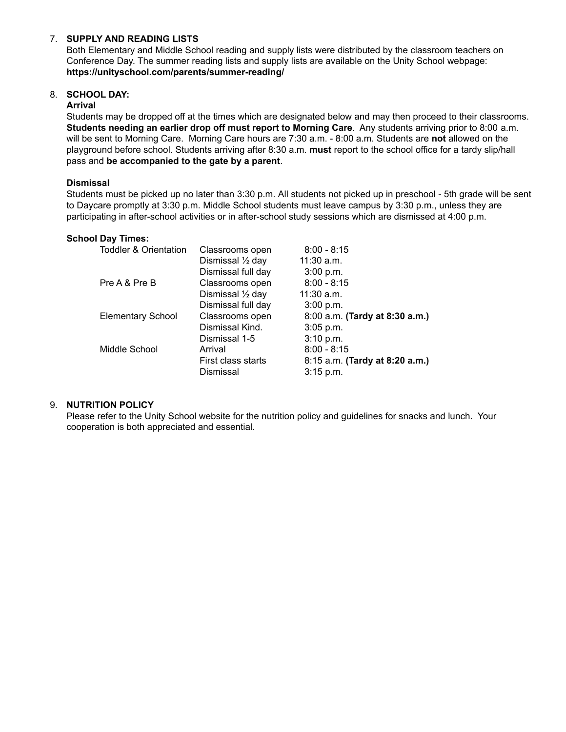7. **SUPPLY AND READING LISTS**
   Both Elementary and Middle School reading and supply lists were distributed by the classroom teachers on Conference Day. The summer reading lists and supply lists are available on the Unity School webpage: **https://unityschool.com/parents/summer-reading/**

8. **SCHOOL DAY:**

   **Arrival**
   Students may be dropped off at the times which are designated below and may then proceed to their classrooms. **Students needing an earlier drop off must report to Morning Care**. Any students arriving prior to 8:00 a.m. will be sent to Morning Care. Morning Care hours are 7:30 a.m. - 8:00 a.m. Students are **not** allowed on the playground before school. Students arriving after 8:30 a.m. **must** report to the school office for a tardy slip/hall pass and **be accompanied to the gate by a parent**.

   **Dismissal**
   Students must be picked up no later than 3:30 p.m. All students not picked up in preschool - 5th grade will be sent to Daycare promptly at 3:30 p.m. Middle School students must leave campus by 3:30 p.m., unless they are participating in after-school activities or in after-school study sessions which are dismissed at 4:00 p.m.

   **School Day Times:**

   | | | |
   |---|---|---|
   | Toddler & Orientation | Classrooms open | 8:00 - 8:15 |
   | | Dismissal ½ day | 11:30 a.m. |
   | | Dismissal full day | 3:00 p.m. |
   | Pre A & Pre B | Classrooms open | 8:00 - 8:15 |
   | | Dismissal ½ day | 11:30 a.m. |
   | | Dismissal full day | 3:00 p.m. |
   | Elementary School | Classrooms open | 8:00 a.m. **(Tardy at 8:30 a.m.)** |
   | | Dismissal Kind. | 3:05 p.m. |
   | | Dismissal 1-5 | 3:10 p.m. |
   | Middle School | Arrival | 8:00 - 8:15 |
   | | First class starts | 8:15 a.m. **(Tardy at 8:20 a.m.)** |
   | | Dismissal | 3:15 p.m. |

9. **NUTRITION POLICY**
   Please refer to the Unity School website for the nutrition policy and guidelines for snacks and lunch. Your cooperation is both appreciated and essential.